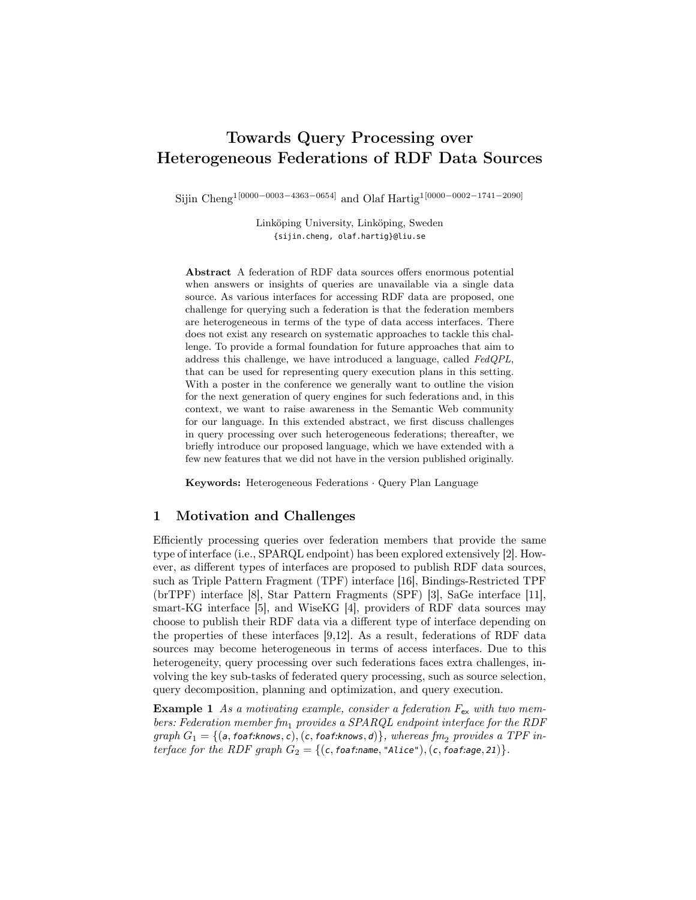# Towards Query Processing over Heterogeneous Federations of RDF Data Sources

Sijin Cheng[1[0000−0003−4363−0654]] and Olaf Hartig[1[0000−0002−1741−2090]]

Linköping University, Linköping, Sweden
{sijin.cheng, olaf.hartig}@liu.se

**Abstract** A federation of RDF data sources offers enormous potential when answers or insights of queries are unavailable via a single data source. As various interfaces for accessing RDF data are proposed, one challenge for querying such a federation is that the federation members are heterogeneous in terms of the type of data access interfaces. There does not exist any research on systematic approaches to tackle this challenge. To provide a formal foundation for future approaches that aim to address this challenge, we have introduced a language, called *FedQPL*, that can be used for representing query execution plans in this setting. With a poster in the conference we generally want to outline the vision for the next generation of query engines for such federations and, in this context, we want to raise awareness in the Semantic Web community for our language. In this extended abstract, we first discuss challenges in query processing over such heterogeneous federations; thereafter, we briefly introduce our proposed language, which we have extended with a few new features that we did not have in the version published originally.

**Keywords:** Heterogeneous Federations · Query Plan Language

## 1 Motivation and Challenges

Efficiently processing queries over federation members that provide the same type of interface (i.e., SPARQL endpoint) has been explored extensively [2]. However, as different types of interfaces are proposed to publish RDF data sources, such as Triple Pattern Fragment (TPF) interface [16], Bindings-Restricted TPF (brTPF) interface [8], Star Pattern Fragments (SPF) [3], SaGe interface [11], smart-KG interface [5], and WiseKG [4], providers of RDF data sources may choose to publish their RDF data via a different type of interface depending on the properties of these interfaces [9,12]. As a result, federations of RDF data sources may become heterogeneous in terms of access interfaces. Due to this heterogeneity, query processing over such federations faces extra challenges, involving the key sub-tasks of federated query processing, such as source selection, query decomposition, planning and optimization, and query execution.

**Example 1** *As a motivating example, consider a federation $F_{\mathsf{ex}}$ with two members: Federation member $fm_1$ provides a SPARQL endpoint interface for the RDF graph $G_1 = \{(\mathsf{a}, \mathsf{foaf{:}knows}, \mathsf{c}), (\mathsf{c}, \mathsf{foaf{:}knows}, \mathsf{d})\}$, whereas $fm_2$ provides a TPF interface for the RDF graph $G_2 = \{(\mathsf{c}, \mathsf{foaf{:}name}, \texttt{"Alice"}), (\mathsf{c}, \mathsf{foaf{:}age}, \mathsf{21})\}$.*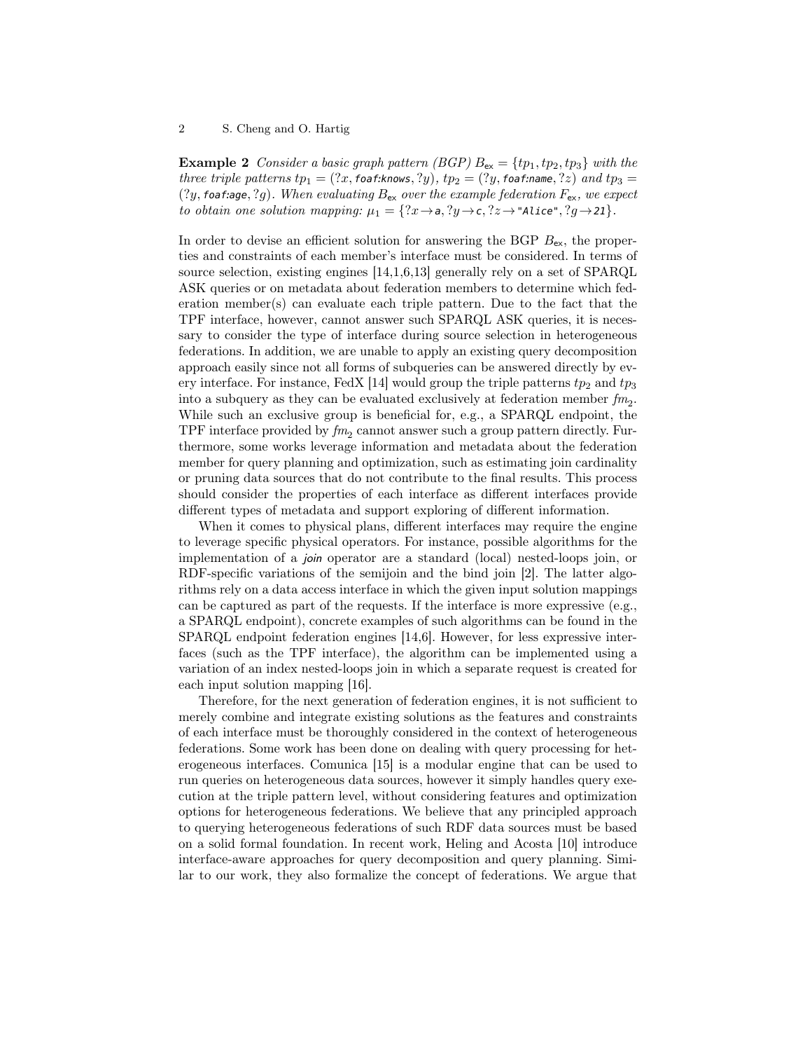**Example 2** *Consider a basic graph pattern (BGP) $B_{\mathsf{ex}} = \{tp_1, tp_2, tp_3\}$ with the three triple patterns $tp_1 = (?x, \textit{foaf:knows}, ?y)$, $tp_2 = (?y, \textit{foaf:name}, ?z)$ and $tp_3 = (?y, \textit{foaf:age}, ?g)$. When evaluating $B_{\mathsf{ex}}$ over the example federation $F_{\mathsf{ex}}$, we expect to obtain one solution mapping: $\mu_1 = \{?x \to \mathsf{a}, ?y \to \mathsf{c}, ?z \to \texttt{"Alice"}, ?g \to \mathit{21}\}$.*

In order to devise an efficient solution for answering the BGP $B_{\mathsf{ex}}$, the properties and constraints of each member's interface must be considered. In terms of source selection, existing engines [14,1,6,13] generally rely on a set of SPARQL ASK queries or on metadata about federation members to determine which federation member(s) can evaluate each triple pattern. Due to the fact that the TPF interface, however, cannot answer such SPARQL ASK queries, it is necessary to consider the type of interface during source selection in heterogeneous federations. In addition, we are unable to apply an existing query decomposition approach easily since not all forms of subqueries can be answered directly by every interface. For instance, FedX [14] would group the triple patterns $tp_2$ and $tp_3$ into a subquery as they can be evaluated exclusively at federation member $fm_2$. While such an exclusive group is beneficial for, e.g., a SPARQL endpoint, the TPF interface provided by $fm_2$ cannot answer such a group pattern directly. Furthermore, some works leverage information and metadata about the federation member for query planning and optimization, such as estimating join cardinality or pruning data sources that do not contribute to the final results. This process should consider the properties of each interface as different interfaces provide different types of metadata and support exploring of different information.

When it comes to physical plans, different interfaces may require the engine to leverage specific physical operators. For instance, possible algorithms for the implementation of a *join* operator are a standard (local) nested-loops join, or RDF-specific variations of the semijoin and the bind join [2]. The latter algorithms rely on a data access interface in which the given input solution mappings can be captured as part of the requests. If the interface is more expressive (e.g., a SPARQL endpoint), concrete examples of such algorithms can be found in the SPARQL endpoint federation engines [14,6]. However, for less expressive interfaces (such as the TPF interface), the algorithm can be implemented using a variation of an index nested-loops join in which a separate request is created for each input solution mapping [16].

Therefore, for the next generation of federation engines, it is not sufficient to merely combine and integrate existing solutions as the features and constraints of each interface must be thoroughly considered in the context of heterogeneous federations. Some work has been done on dealing with query processing for heterogeneous interfaces. Comunica [15] is a modular engine that can be used to run queries on heterogeneous data sources, however it simply handles query execution at the triple pattern level, without considering features and optimization options for heterogeneous federations. We believe that any principled approach to querying heterogeneous federations of such RDF data sources must be based on a solid formal foundation. In recent work, Heling and Acosta [10] introduce interface-aware approaches for query decomposition and query planning. Similar to our work, they also formalize the concept of federations. We argue that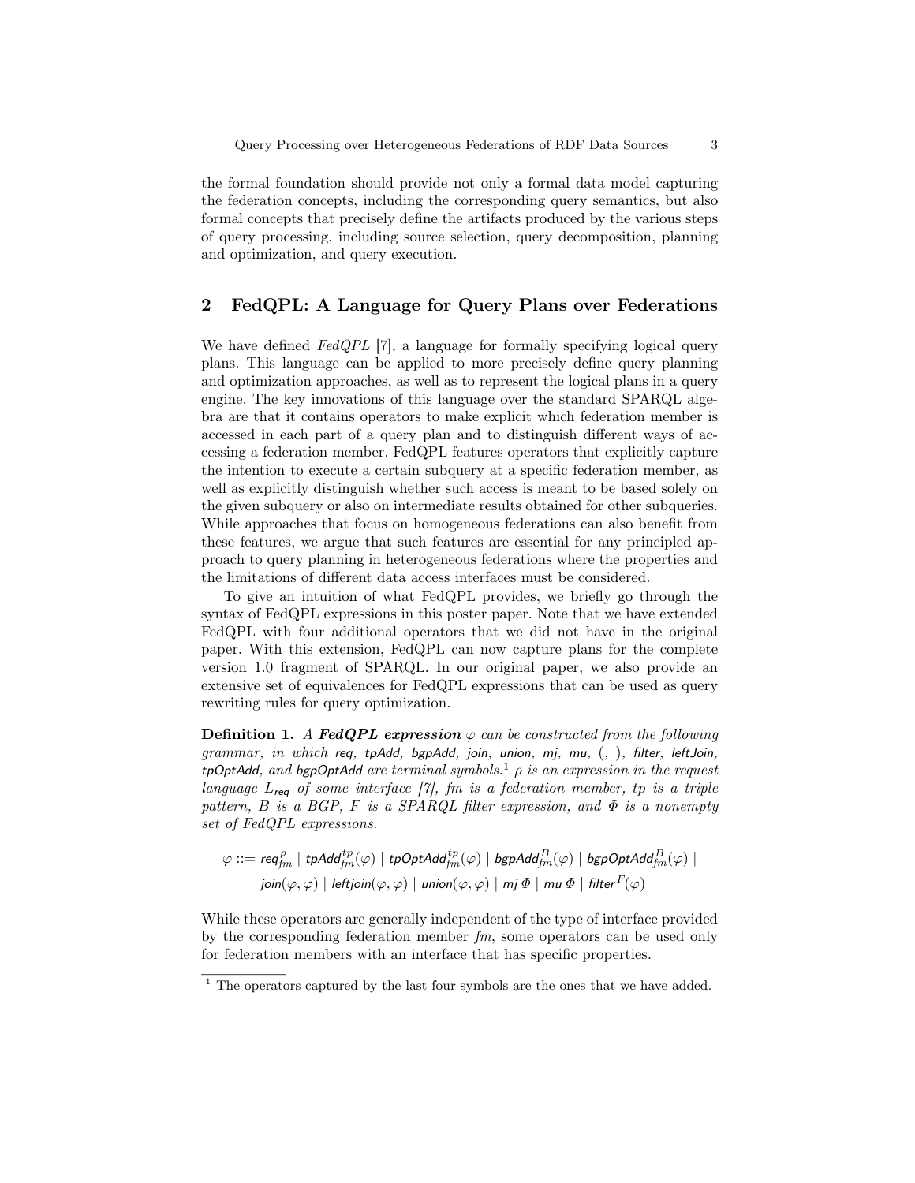the formal foundation should provide not only a formal data model capturing the federation concepts, including the corresponding query semantics, but also formal concepts that precisely define the artifacts produced by the various steps of query processing, including source selection, query decomposition, planning and optimization, and query execution.

## 2 FedQPL: A Language for Query Plans over Federations

We have defined *FedQPL* [7], a language for formally specifying logical query plans. This language can be applied to more precisely define query planning and optimization approaches, as well as to represent the logical plans in a query engine. The key innovations of this language over the standard SPARQL algebra are that it contains operators to make explicit which federation member is accessed in each part of a query plan and to distinguish different ways of accessing a federation member. FedQPL features operators that explicitly capture the intention to execute a certain subquery at a specific federation member, as well as explicitly distinguish whether such access is meant to be based solely on the given subquery or also on intermediate results obtained for other subqueries. While approaches that focus on homogeneous federations can also benefit from these features, we argue that such features are essential for any principled approach to query planning in heterogeneous federations where the properties and the limitations of different data access interfaces must be considered.

To give an intuition of what FedQPL provides, we briefly go through the syntax of FedQPL expressions in this poster paper. Note that we have extended FedQPL with four additional operators that we did not have in the original paper. With this extension, FedQPL can now capture plans for the complete version 1.0 fragment of SPARQL. In our original paper, we also provide an extensive set of equivalences for FedQPL expressions that can be used as query rewriting rules for query optimization.

**Definition 1.** *A* ***FedQPL expression*** $\varphi$ *can be constructed from the following grammar, in which* req*,* tpAdd*,* bgpAdd*,* join*,* union*,* mj*,* mu*, (, ),* filter*,* leftJoin*,* tpOptAdd*, and* bgpOptAdd *are terminal symbols.*[1] $\rho$ *is an expression in the request language* $L_{\mathsf{req}}$ *of some interface [7],* $fm$ *is a federation member,* $tp$ *is a triple pattern,* $B$ *is a BGP,* $F$ *is a SPARQL filter expression, and* $\Phi$ *is a nonempty set of FedQPL expressions.*

$$\varphi ::= \mathsf{req}^{\rho}_{fm} \mid \mathsf{tpAdd}^{tp}_{fm}(\varphi) \mid \mathsf{tpOptAdd}^{tp}_{fm}(\varphi) \mid \mathsf{bgpAdd}^{B}_{fm}(\varphi) \mid \mathsf{bgpOptAdd}^{B}_{fm}(\varphi) \mid$$
$$\mathsf{join}(\varphi, \varphi) \mid \mathsf{leftjoin}(\varphi, \varphi) \mid \mathsf{union}(\varphi, \varphi) \mid \mathsf{mj}\ \Phi \mid \mathsf{mu}\ \Phi \mid \mathsf{filter}^{F}(\varphi)$$

While these operators are generally independent of the type of interface provided by the corresponding federation member *fm*, some operators can be used only for federation members with an interface that has specific properties.

[1] The operators captured by the last four symbols are the ones that we have added.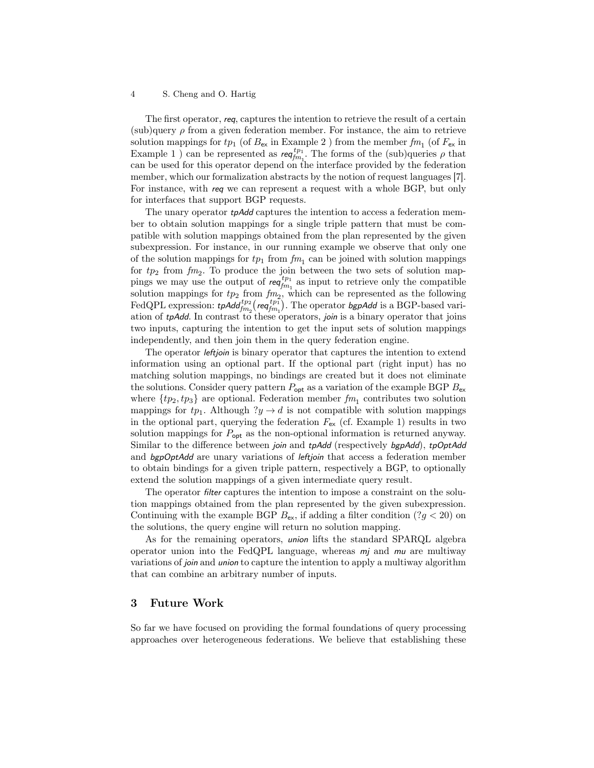The first operator, *req*, captures the intention to retrieve the result of a certain (sub)query $\rho$ from a given federation member. For instance, the aim to retrieve solution mappings for $tp_1$ (of $B_{\mathsf{ex}}$ in Example 2 ) from the member $fm_1$ (of $F_{\mathsf{ex}}$ in Example 1 ) can be represented as $\textit{req}^{tp_1}_{fm_1}$. The forms of the (sub)queries $\rho$ that can be used for this operator depend on the interface provided by the federation member, which our formalization abstracts by the notion of request languages [7]. For instance, with *req* we can represent a request with a whole BGP, but only for interfaces that support BGP requests.

The unary operator *tpAdd* captures the intention to access a federation member to obtain solution mappings for a single triple pattern that must be compatible with solution mappings obtained from the plan represented by the given subexpression. For instance, in our running example we observe that only one of the solution mappings for $tp_1$ from $fm_1$ can be joined with solution mappings for $tp_2$ from $fm_2$. To produce the join between the two sets of solution mappings we may use the output of $\textit{req}^{tp_1}_{fm_1}$ as input to retrieve only the compatible solution mappings for $tp_2$ from $fm_2$, which can be represented as the following FedQPL expression: $\textit{tpAdd}^{tp_2}_{fm_2}(\textit{req}^{tp_1}_{fm_1})$. The operator *bgpAdd* is a BGP-based variation of *tpAdd*. In contrast to these operators, *join* is a binary operator that joins two inputs, capturing the intention to get the input sets of solution mappings independently, and then join them in the query federation engine.

The operator *leftjoin* is binary operator that captures the intention to extend information using an optional part. If the optional part (right input) has no matching solution mappings, no bindings are created but it does not eliminate the solutions. Consider query pattern $P_{\mathsf{opt}}$ as a variation of the example BGP $B_{\mathsf{ex}}$ where $\{tp_2, tp_3\}$ are optional. Federation member $fm_1$ contributes two solution mappings for $tp_1$. Although $?y \rightarrow d$ is not compatible with solution mappings in the optional part, querying the federation $F_{\mathsf{ex}}$ (cf. Example 1) results in two solution mappings for $P_{\mathsf{opt}}$ as the non-optional information is returned anyway. Similar to the difference between *join* and *tpAdd* (respectively *bgpAdd*), *tpOptAdd* and *bgpOptAdd* are unary variations of *leftjoin* that access a federation member to obtain bindings for a given triple pattern, respectively a BGP, to optionally extend the solution mappings of a given intermediate query result.

The operator *filter* captures the intention to impose a constraint on the solution mappings obtained from the plan represented by the given subexpression. Continuing with the example BGP $B_{\mathsf{ex}}$, if adding a filter condition ($?g < 20$) on the solutions, the query engine will return no solution mapping.

As for the remaining operators, *union* lifts the standard SPARQL algebra operator union into the FedQPL language, whereas *mj* and *mu* are multiway variations of *join* and *union* to capture the intention to apply a multiway algorithm that can combine an arbitrary number of inputs.

## 3 Future Work

So far we have focused on providing the formal foundations of query processing approaches over heterogeneous federations. We believe that establishing these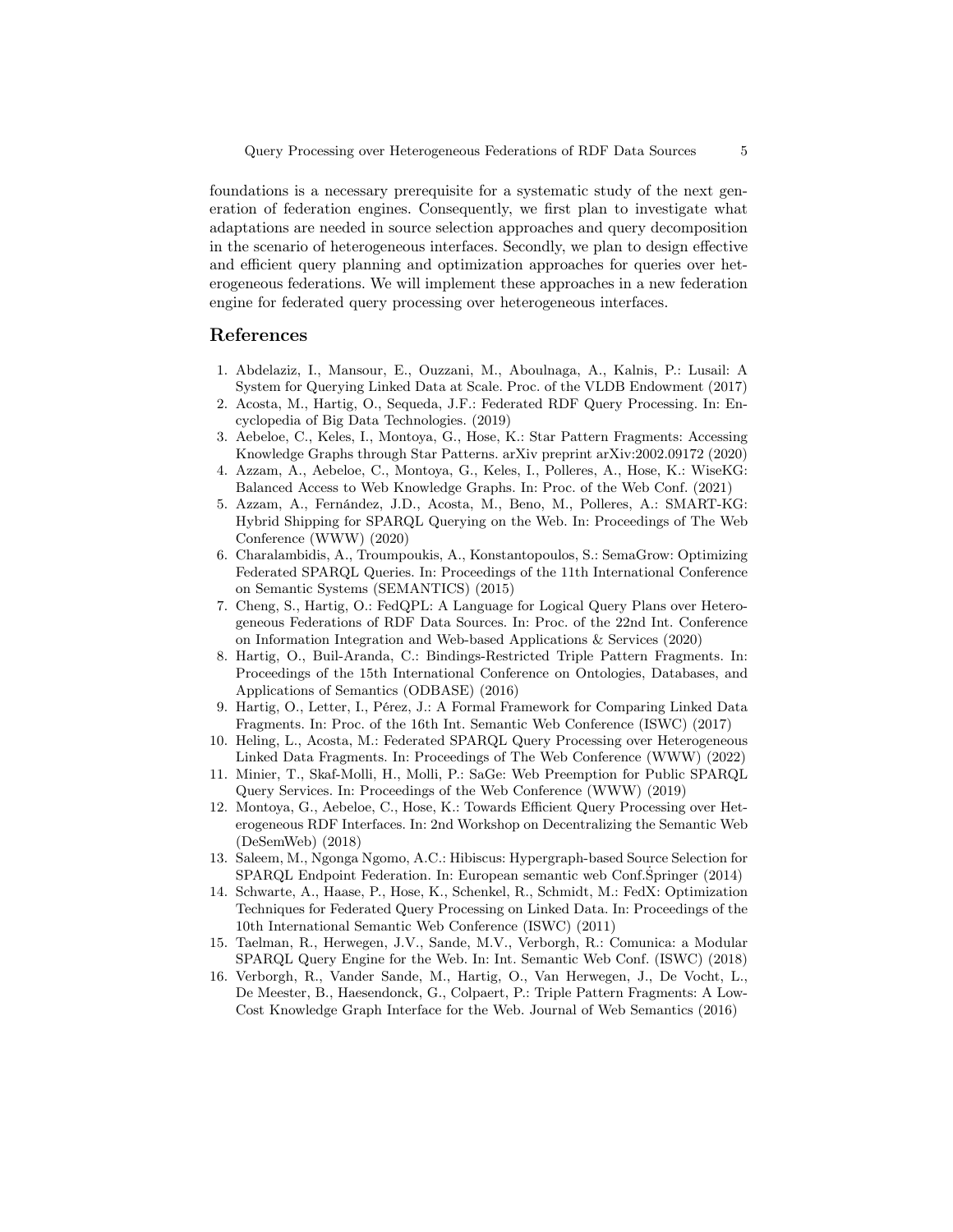foundations is a necessary prerequisite for a systematic study of the next generation of federation engines. Consequently, we first plan to investigate what adaptations are needed in source selection approaches and query decomposition in the scenario of heterogeneous interfaces. Secondly, we plan to design effective and efficient query planning and optimization approaches for queries over heterogeneous federations. We will implement these approaches in a new federation engine for federated query processing over heterogeneous interfaces.

## References

1. Abdelaziz, I., Mansour, E., Ouzzani, M., Aboulnaga, A., Kalnis, P.: Lusail: A System for Querying Linked Data at Scale. Proc. of the VLDB Endowment (2017)
2. Acosta, M., Hartig, O., Sequeda, J.F.: Federated RDF Query Processing. In: Encyclopedia of Big Data Technologies. (2019)
3. Aebeloe, C., Keles, I., Montoya, G., Hose, K.: Star Pattern Fragments: Accessing Knowledge Graphs through Star Patterns. arXiv preprint arXiv:2002.09172 (2020)
4. Azzam, A., Aebeloe, C., Montoya, G., Keles, I., Polleres, A., Hose, K.: WiseKG: Balanced Access to Web Knowledge Graphs. In: Proc. of the Web Conf. (2021)
5. Azzam, A., Fernández, J.D., Acosta, M., Beno, M., Polleres, A.: SMART-KG: Hybrid Shipping for SPARQL Querying on the Web. In: Proceedings of The Web Conference (WWW) (2020)
6. Charalambidis, A., Troumpoukis, A., Konstantopoulos, S.: SemaGrow: Optimizing Federated SPARQL Queries. In: Proceedings of the 11th International Conference on Semantic Systems (SEMANTICS) (2015)
7. Cheng, S., Hartig, O.: FedQPL: A Language for Logical Query Plans over Heterogeneous Federations of RDF Data Sources. In: Proc. of the 22nd Int. Conference on Information Integration and Web-based Applications & Services (2020)
8. Hartig, O., Buil-Aranda, C.: Bindings-Restricted Triple Pattern Fragments. In: Proceedings of the 15th International Conference on Ontologies, Databases, and Applications of Semantics (ODBASE) (2016)
9. Hartig, O., Letter, I., Pérez, J.: A Formal Framework for Comparing Linked Data Fragments. In: Proc. of the 16th Int. Semantic Web Conference (ISWC) (2017)
10. Heling, L., Acosta, M.: Federated SPARQL Query Processing over Heterogeneous Linked Data Fragments. In: Proceedings of The Web Conference (WWW) (2022)
11. Minier, T., Skaf-Molli, H., Molli, P.: SaGe: Web Preemption for Public SPARQL Query Services. In: Proceedings of the Web Conference (WWW) (2019)
12. Montoya, G., Aebeloe, C., Hose, K.: Towards Efficient Query Processing over Heterogeneous RDF Interfaces. In: 2nd Workshop on Decentralizing the Semantic Web (DeSemWeb) (2018)
13. Saleem, M., Ngonga Ngomo, A.C.: Hibiscus: Hypergraph-based Source Selection for SPARQL Endpoint Federation. In: European semantic web Conf.Ṡpringer (2014)
14. Schwarte, A., Haase, P., Hose, K., Schenkel, R., Schmidt, M.: FedX: Optimization Techniques for Federated Query Processing on Linked Data. In: Proceedings of the 10th International Semantic Web Conference (ISWC) (2011)
15. Taelman, R., Herwegen, J.V., Sande, M.V., Verborgh, R.: Comunica: a Modular SPARQL Query Engine for the Web. In: Int. Semantic Web Conf. (ISWC) (2018)
16. Verborgh, R., Vander Sande, M., Hartig, O., Van Herwegen, J., De Vocht, L., De Meester, B., Haesendonck, G., Colpaert, P.: Triple Pattern Fragments: A Low-Cost Knowledge Graph Interface for the Web. Journal of Web Semantics (2016)